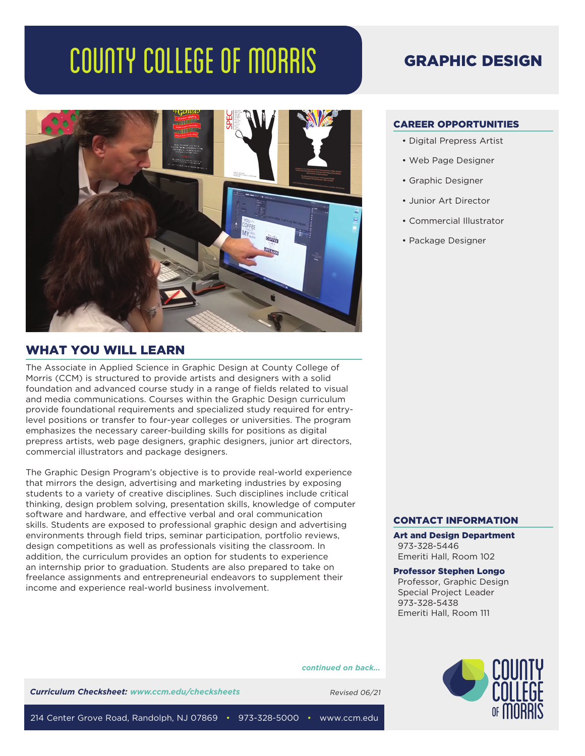# COUNTY COLLEGE OF MORRIS

# GRAPHIC DESIGN

## WHAT YOU WILL LEARN

The Associate in Applied Science in Graphic Design at County College of Morris (CCM) is structured to provide artists and designers with a solid foundation and advanced course study in a range of fields related to visual and media communications. Courses within the Graphic Design curriculum provide foundational requirements and specialized study required for entry-level positions or transfer to four-year colleges or universities. The program emphasizes the necessary career-building skills for positions as digital prepress artists, web page designers, graphic designers, junior art directors, commercial illustrators and package designers.

The Graphic Design Program's objective is to provide real-world experience that mirrors the design, advertising and marketing industries by exposing students to a variety of creative disciplines. Such disciplines include critical thinking, design problem solving, presentation skills, knowledge of computer software and hardware, and effective verbal and oral communication skills. Students are exposed to professional graphic design and advertising environments through field trips, seminar participation, portfolio reviews, design competitions as well as professionals visiting the classroom. In addition, the curriculum provides an option for students to experience an internship prior to graduation. Students are also prepared to take on freelance assignments and entrepreneurial endeavors to supplement their income and experience real-world business involvement.

*continued on back...*

## CAREER OPPORTUNITIES

- Digital Prepress Artist
- Web Page Designer
- Graphic Designer
- Junior Art Director
- Commercial Illustrator
- Package Designer

## CONTACT INFORMATION

**Art and Design Department**
973-328-5446
Emeriti Hall, Room 102

**Professor Stephen Longo**
Professor, Graphic Design
Special Project Leader
973-328-5438
Emeriti Hall, Room 111

***Curriculum Checksheet:*** *www.ccm.edu/checksheets*

*Revised 06/21*

214 Center Grove Road, Randolph, NJ 07869 • 973-328-5000 • www.ccm.edu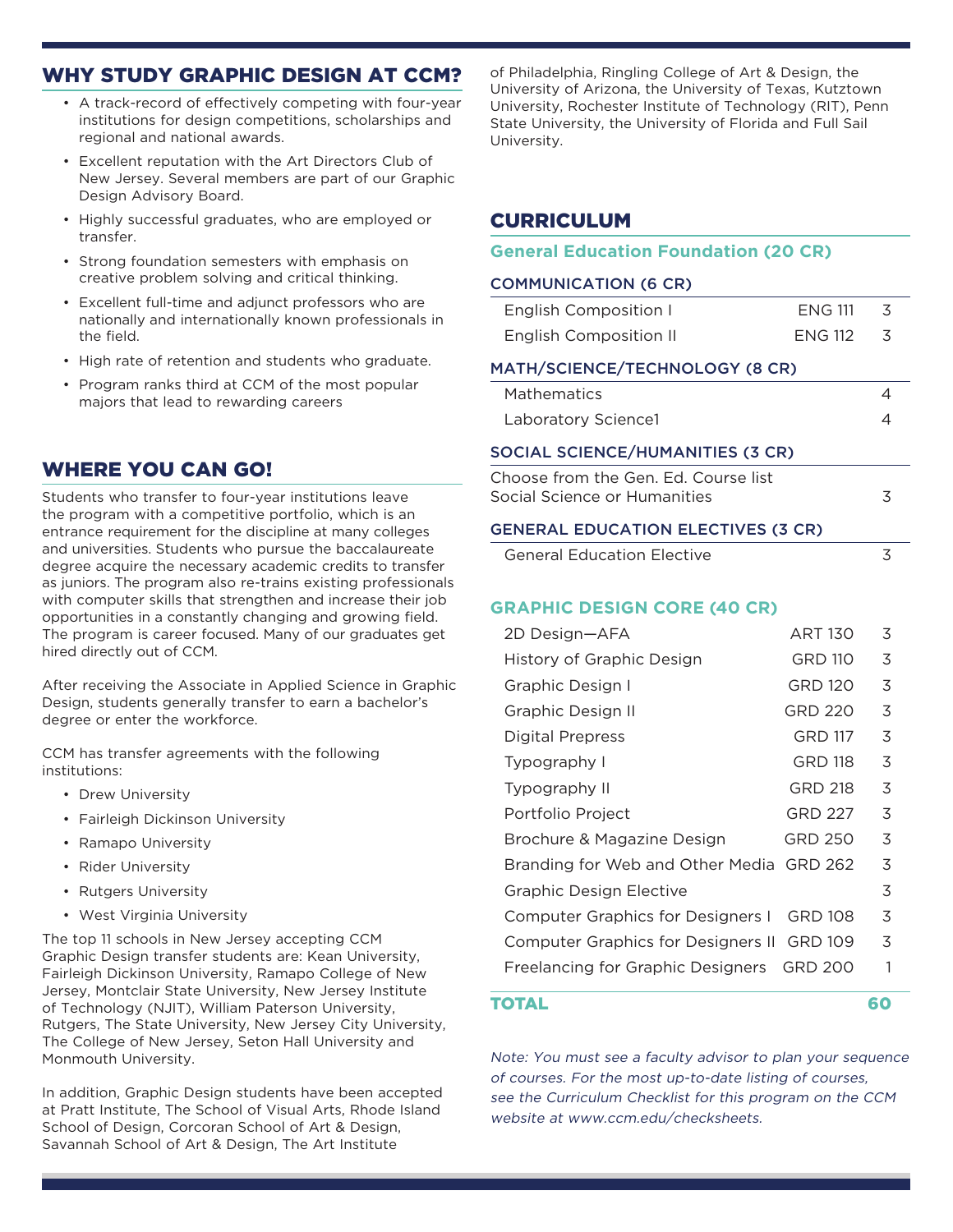## WHY STUDY GRAPHIC DESIGN AT CCM?

- A track-record of effectively competing with four-year institutions for design competitions, scholarships and regional and national awards.
- Excellent reputation with the Art Directors Club of New Jersey. Several members are part of our Graphic Design Advisory Board.
- Highly successful graduates, who are employed or transfer.
- Strong foundation semesters with emphasis on creative problem solving and critical thinking.
- Excellent full-time and adjunct professors who are nationally and internationally known professionals in the field.
- High rate of retention and students who graduate.
- Program ranks third at CCM of the most popular majors that lead to rewarding careers

## WHERE YOU CAN GO!

Students who transfer to four-year institutions leave the program with a competitive portfolio, which is an entrance requirement for the discipline at many colleges and universities. Students who pursue the baccalaureate degree acquire the necessary academic credits to transfer as juniors. The program also re-trains existing professionals with computer skills that strengthen and increase their job opportunities in a constantly changing and growing field. The program is career focused. Many of our graduates get hired directly out of CCM.

After receiving the Associate in Applied Science in Graphic Design, students generally transfer to earn a bachelor's degree or enter the workforce.

CCM has transfer agreements with the following institutions:

- Drew University
- Fairleigh Dickinson University
- Ramapo University
- Rider University
- Rutgers University
- West Virginia University

The top 11 schools in New Jersey accepting CCM Graphic Design transfer students are: Kean University, Fairleigh Dickinson University, Ramapo College of New Jersey, Montclair State University, New Jersey Institute of Technology (NJIT), William Paterson University, Rutgers, The State University, New Jersey City University, The College of New Jersey, Seton Hall University and Monmouth University.

In addition, Graphic Design students have been accepted at Pratt Institute, The School of Visual Arts, Rhode Island School of Design, Corcoran School of Art & Design, Savannah School of Art & Design, The Art Institute of Philadelphia, Ringling College of Art & Design, the University of Arizona, the University of Texas, Kutztown University, Rochester Institute of Technology (RIT), Penn State University, the University of Florida and Full Sail University.

## CURRICULUM

### General Education Foundation (20 CR)

#### COMMUNICATION (6 CR)

| | | |
|---|---|---|
| English Composition I | ENG 111 | 3 |
| English Composition II | ENG 112 | 3 |

#### MATH/SCIENCE/TECHNOLOGY (8 CR)

| | | |
|---|---|---|
| Mathematics | | 4 |
| Laboratory Science1 | | 4 |

#### SOCIAL SCIENCE/HUMANITIES (3 CR)

| | | |
|---|---|---|
| Choose from the Gen. Ed. Course list Social Science or Humanities | | 3 |

#### GENERAL EDUCATION ELECTIVES (3 CR)

| | | |
|---|---|---|
| General Education Elective | | 3 |

### GRAPHIC DESIGN CORE (40 CR)

| | | |
|---|---|---|
| 2D Design—AFA | ART 130 | 3 |
| History of Graphic Design | GRD 110 | 3 |
| Graphic Design I | GRD 120 | 3 |
| Graphic Design II | GRD 220 | 3 |
| Digital Prepress | GRD 117 | 3 |
| Typography I | GRD 118 | 3 |
| Typography II | GRD 218 | 3 |
| Portfolio Project | GRD 227 | 3 |
| Brochure & Magazine Design | GRD 250 | 3 |
| Branding for Web and Other Media | GRD 262 | 3 |
| Graphic Design Elective | | 3 |
| Computer Graphics for Designers I | GRD 108 | 3 |
| Computer Graphics for Designers II | GRD 109 | 3 |
| Freelancing for Graphic Designers | GRD 200 | 1 |
| **TOTAL** | | **60** |

*Note: You must see a faculty advisor to plan your sequence of courses. For the most up-to-date listing of courses, see the Curriculum Checklist for this program on the CCM website at www.ccm.edu/checksheets.*